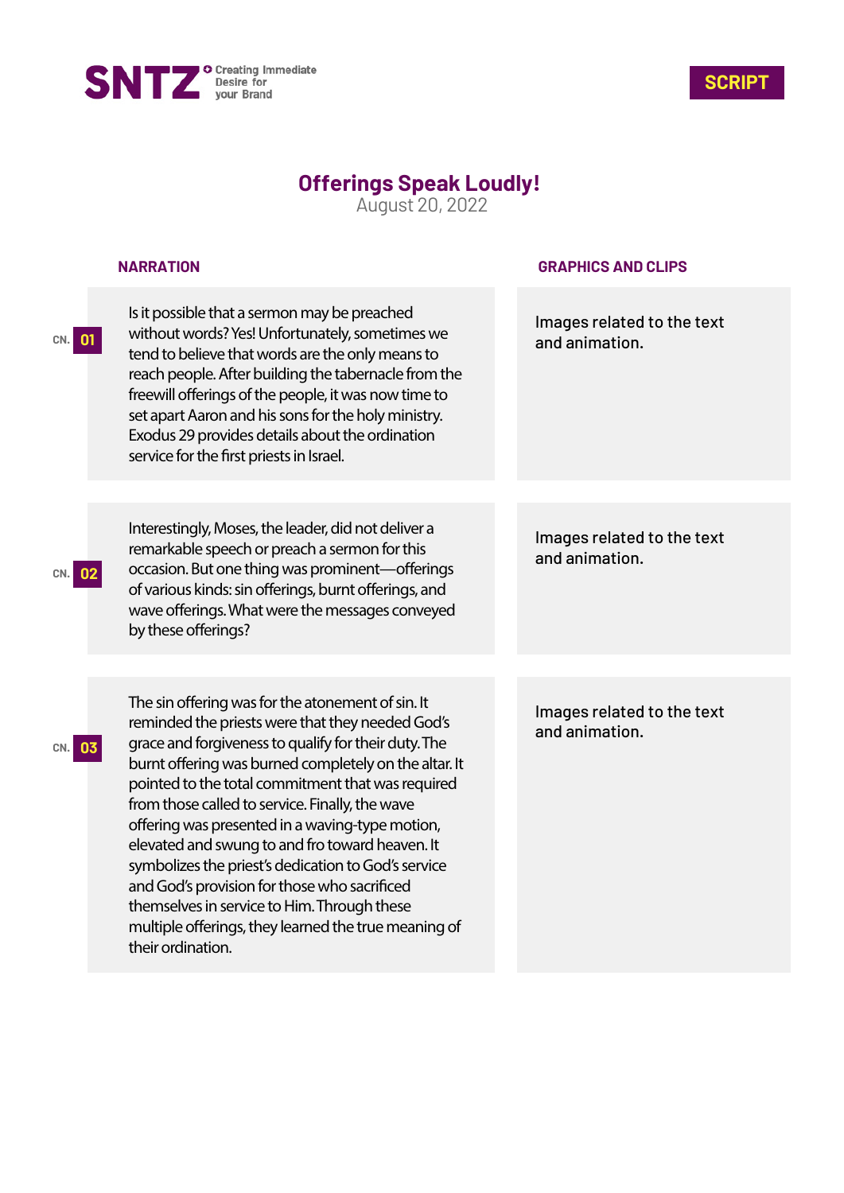SNTZ — Creating Immediate Desire for your Brand

SCRIPT

# Offerings Speak Loudly!

August 20, 2022

| CN. | NARRATION | GRAPHICS AND CLIPS |
|---|---|---|
| 01 | Is it possible that a sermon may be preached without words? Yes! Unfortunately, sometimes we tend to believe that words are the only means to reach people. After building the tabernacle from the freewill offerings of the people, it was now time to set apart Aaron and his sons for the holy ministry. Exodus 29 provides details about the ordination service for the first priests in Israel. | Images related to the text and animation. |
| 02 | Interestingly, Moses, the leader, did not deliver a remarkable speech or preach a sermon for this occasion. But one thing was prominent—offerings of various kinds: sin offerings, burnt offerings, and wave offerings. What were the messages conveyed by these offerings? | Images related to the text and animation. |
| 03 | The sin offering was for the atonement of sin. It reminded the priests were that they needed God's grace and forgiveness to qualify for their duty. The burnt offering was burned completely on the altar. It pointed to the total commitment that was required from those called to service. Finally, the wave offering was presented in a waving-type motion, elevated and swung to and fro toward heaven. It symbolizes the priest's dedication to God's service and God's provision for those who sacrificed themselves in service to Him. Through these multiple offerings, they learned the true meaning of their ordination. | Images related to the text and animation. |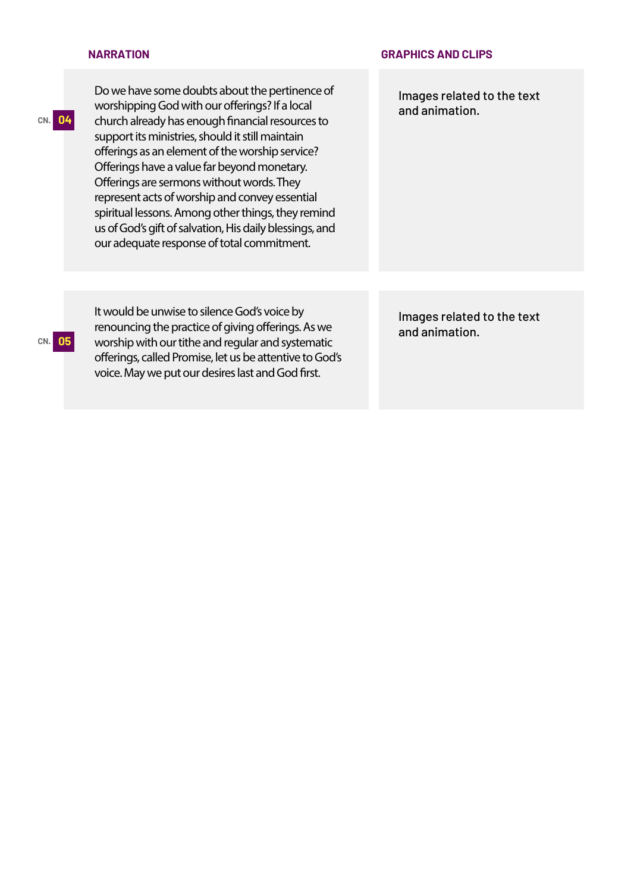| CN. | NARRATION | GRAPHICS AND CLIPS |
| --- | --- | --- |
| 04 | Do we have some doubts about the pertinence of worshipping God with our offerings? If a local church already has enough financial resources to support its ministries, should it still maintain offerings as an element of the worship service? Offerings have a value far beyond monetary. Offerings are sermons without words. They represent acts of worship and convey essential spiritual lessons. Among other things, they remind us of God's gift of salvation, His daily blessings, and our adequate response of total commitment. | Images related to the text and animation. |
| 05 | It would be unwise to silence God's voice by renouncing the practice of giving offerings. As we worship with our tithe and regular and systematic offerings, called Promise, let us be attentive to God's voice. May we put our desires last and God first. | Images related to the text and animation. |